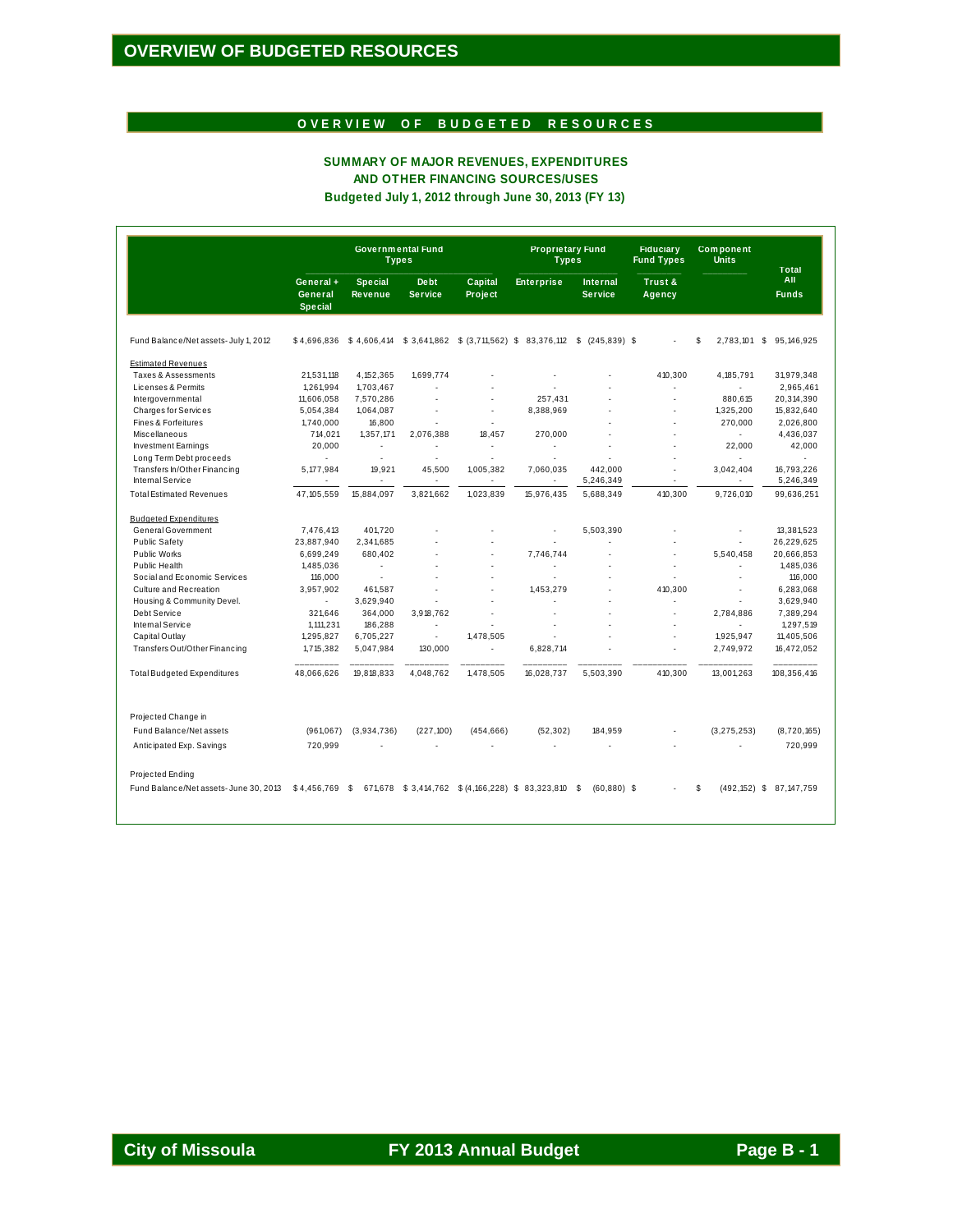# OVERVIEW OF BUDGETED RESOURCES

## OVERVIEW OF BUDGETED RESOURCES

### SUMMARY OF MAJOR REVENUES, EXPENDITURES AND OTHER FINANCING SOURCES/USES

**Budgeted July 1, 2012 through June 30, 2013 (FY 13)**

| | Governmental Fund Types | | | | Proprietary Fund Types | | Fiduciary Fund Types | Component Units | Total |
|---|---|---|---|---|---|---|---|---|---|
| | General + General Special | Special Revenue | Debt Service | Capital Project | Enterprise | Internal Service | Trust & Agency | | All Funds |
| Fund Balance/Net assets- July 1, 2012 | $ 4,696,836 | $ 4,606,414 | $ 3,641,862 | $ (3,711,562) | $ 83,376,112 | $ (245,839) | $ - | $ 2,783,101 | $ 95,146,925 |
| Estimated Revenues | | | | | | | | | |
| Taxes & Assessments | 21,531,118 | 4,152,365 | 1,699,774 | - | - | - | 410,300 | 4,185,791 | 31,979,348 |
| Licenses & Permits | 1,261,994 | 1,703,467 | - | - | - | - | - | - | 2,965,461 |
| Intergovernmental | 11,606,058 | 7,570,286 | - | - | 257,431 | - | - | 880,615 | 20,314,390 |
| Charges for Services | 5,054,384 | 1,064,087 | - | - | 8,388,969 | - | - | 1,325,200 | 15,832,640 |
| Fines & Forfeitures | 1,740,000 | 16,800 | - | - | - | - | - | 270,000 | 2,026,800 |
| Miscellaneous | 714,021 | 1,357,171 | 2,076,388 | 18,457 | 270,000 | - | - | - | 4,436,037 |
| Investment Earnings | 20,000 | - | - | - | - | - | - | 22,000 | 42,000 |
| Long Term Debt proceeds | - | - | - | - | - | - | - | - | - |
| Transfers In/Other Financing | 5,177,984 | 19,921 | 45,500 | 1,005,382 | 7,060,035 | 442,000 | - | 3,042,404 | 16,793,226 |
| Internal Service | - | - | - | - | - | 5,246,349 | - | - | 5,246,349 |
| Total Estimated Revenues | 47,105,559 | 15,884,097 | 3,821,662 | 1,023,839 | 15,976,435 | 5,688,349 | 410,300 | 9,726,010 | 99,636,251 |
| Budgeted Expenditures | | | | | | | | | |
| General Government | 7,476,413 | 401,720 | - | - | - | 5,503,390 | - | - | 13,381,523 |
| Public Safety | 23,887,940 | 2,341,685 | - | - | - | - | - | - | 26,229,625 |
| Public Works | 6,699,249 | 680,402 | - | - | 7,746,744 | - | - | 5,540,458 | 20,666,853 |
| Public Health | 1,485,036 | - | - | - | - | - | - | - | 1,485,036 |
| Social and Economic Services | 116,000 | - | - | - | - | - | - | - | 116,000 |
| Culture and Recreation | 3,957,902 | 461,587 | - | - | 1,453,279 | - | 410,300 | - | 6,283,068 |
| Housing & Community Devel. | - | 3,629,940 | - | - | - | - | - | - | 3,629,940 |
| Debt Service | 321,646 | 364,000 | 3,918,762 | - | - | - | - | 2,784,886 | 7,389,294 |
| Internal Service | 1,111,231 | 186,288 | - | - | - | - | - | - | 1,297,519 |
| Capital Outlay | 1,295,827 | 6,705,227 | - | 1,478,505 | - | - | - | 1,925,947 | 11,405,506 |
| Transfers Out/Other Financing | 1,715,382 | 5,047,984 | 130,000 | - | 6,828,714 | - | - | 2,749,972 | 16,472,052 |
| Total Budgeted Expenditures | 48,066,626 | 19,818,833 | 4,048,762 | 1,478,505 | 16,028,737 | 5,503,390 | 410,300 | 13,001,263 | 108,356,416 |
| Projected Change in | | | | | | | | | |
| Fund Balance/Net assets | (961,067) | (3,934,736) | (227,100) | (454,666) | (52,302) | 184,959 | - | (3,275,253) | (8,720,165) |
| Anticipated Exp. Savings | 720,999 | - | - | - | - | - | - | - | 720,999 |
| Projected Ending | | | | | | | | | |
| Fund Balance/Net assets- June 30, 2013 | $ 4,456,769 | $ 671,678 | $ 3,414,762 | $ (4,166,228) | $ 83,323,810 | $ (60,880) | $ - | $ (492,152) | $ 87,147,759 |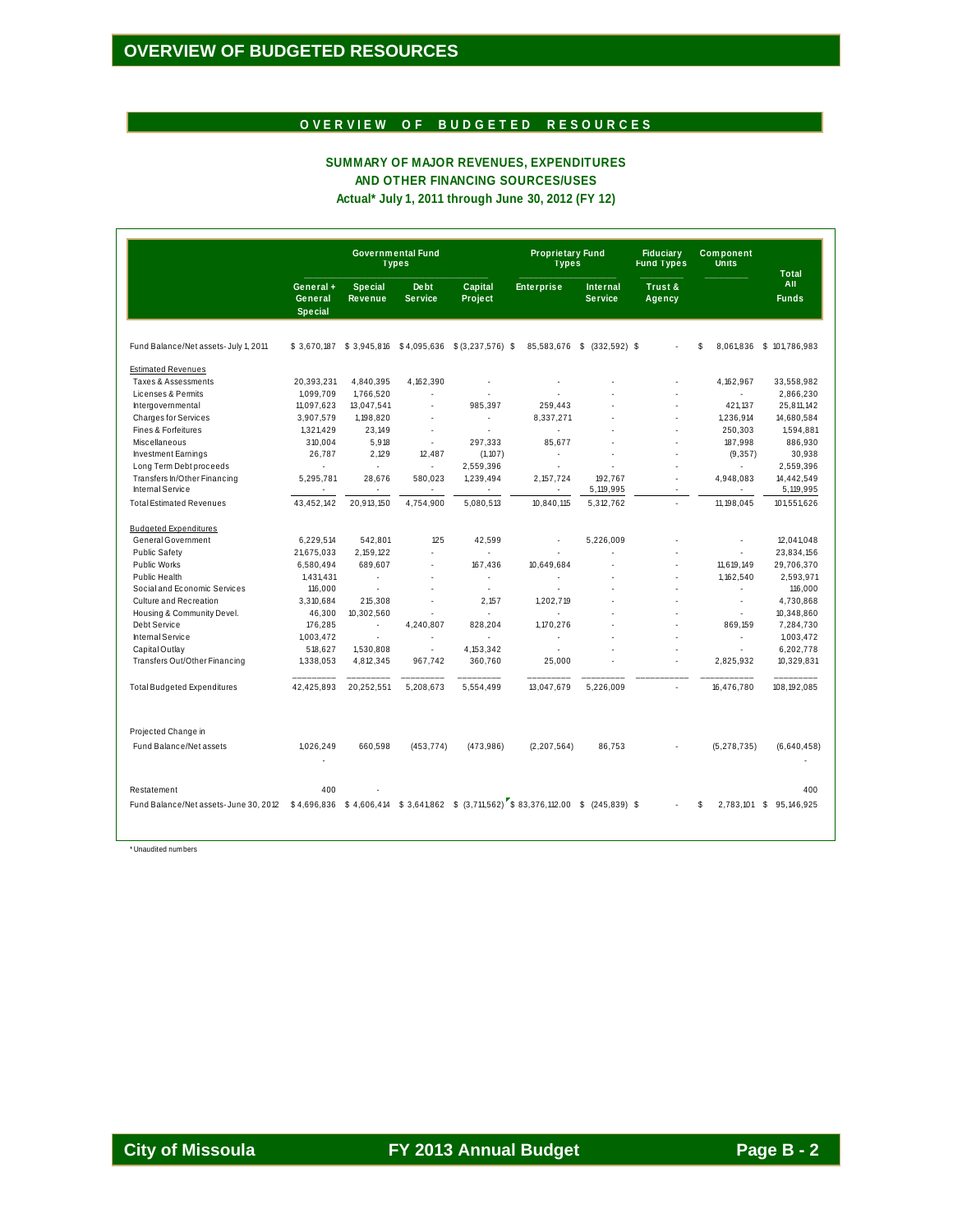# OVERVIEW OF BUDGETED RESOURCES

## OVERVIEW OF BUDGETED RESOURCES

### SUMMARY OF MAJOR REVENUES, EXPENDITURES AND OTHER FINANCING SOURCES/USES
### Actual* July 1, 2011 through June 30, 2012 (FY 12)

| | Governmental Fund Types | | | | Proprietary Fund Types | | Fiduciary Fund Types | Component Units | Total |
|---|---|---|---|---|---|---|---|---|---|
| | General + General Special | Special Revenue | Debt Service | Capital Project | Enterprise | Internal Service | Trust & Agency | | All Funds |
| Fund Balance/Net assets - July 1, 2011 | $ 3,670,187 | $ 3,945,816 | $ 4,095,636 | $ (3,237,576) | $ 85,583,676 | $ (332,592) | $ - | $ 8,061,836 | $ 101,786,983 |
| Estimated Revenues | | | | | | | | | |
| Taxes & Assessments | 20,393,231 | 4,840,395 | 4,162,390 | - | - | - | - | 4,162,967 | 33,558,982 |
| Licenses & Permits | 1,099,709 | 1,766,520 | - | - | - | - | - | - | 2,866,230 |
| Intergovernmental | 11,097,623 | 13,047,541 | - | 985,397 | 259,443 | - | - | 421,137 | 25,811,142 |
| Charges for Services | 3,907,579 | 1,198,820 | - | - | 8,337,271 | - | - | 1,236,914 | 14,680,584 |
| Fines & Forfeitures | 1,321,429 | 23,149 | - | - | - | - | - | 250,303 | 1,594,881 |
| Miscellaneous | 310,004 | 5,918 | - | 297,333 | 85,677 | - | - | 187,998 | 886,930 |
| Investment Earnings | 26,787 | 2,129 | 12,487 | (1,107) | - | - | - | (9,357) | 30,938 |
| Long Term Debt proceeds | - | - | - | 2,559,396 | - | - | - | - | 2,559,396 |
| Transfers In/Other Financing | 5,295,781 | 28,676 | 580,023 | 1,239,494 | 2,157,724 | 192,767 | - | 4,948,083 | 14,442,549 |
| Internal Service | - | - | - | - | - | 5,119,995 | - | - | 5,119,995 |
| Total Estimated Revenues | 43,452,142 | 20,913,150 | 4,754,900 | 5,080,513 | 10,840,115 | 5,312,762 | - | 11,198,045 | 101,551,626 |
| Budgeted Expenditures | | | | | | | | | |
| General Government | 6,229,514 | 542,801 | 125 | 42,599 | - | 5,226,009 | - | - | 12,041,048 |
| Public Safety | 21,675,033 | 2,159,122 | - | - | - | - | - | - | 23,834,156 |
| Public Works | 6,580,494 | 689,607 | - | 167,436 | 10,649,684 | - | - | 11,619,149 | 29,706,370 |
| Public Health | 1,431,431 | - | - | - | - | - | - | 1,162,540 | 2,593,971 |
| Social and Economic Services | 116,000 | - | - | - | - | - | - | - | 116,000 |
| Culture and Recreation | 3,310,684 | 215,308 | - | 2,157 | 1,202,719 | - | - | - | 4,730,868 |
| Housing & Community Devel. | 46,300 | 10,302,560 | - | - | - | - | - | - | 10,348,860 |
| Debt Service | 176,285 | - | 4,240,807 | 828,204 | 1,170,276 | - | - | 869,159 | 7,284,730 |
| Internal Service | 1,003,472 | - | - | - | - | - | - | - | 1,003,472 |
| Capital Outlay | 518,627 | 1,530,808 | - | 4,153,342 | - | - | - | - | 6,202,778 |
| Transfers Out/Other Financing | 1,338,053 | 4,812,345 | 967,742 | 360,760 | 25,000 | - | - | 2,825,932 | 10,329,831 |
| Total Budgeted Expenditures | 42,425,893 | 20,252,551 | 5,208,673 | 5,554,499 | 13,047,679 | 5,226,009 | - | 16,476,780 | 108,192,085 |
| Projected Change in | | | | | | | | | |
| Fund Balance/Net assets | 1,026,249 | 660,598 | (453,774) | (473,986) | (2,207,564) | 86,753 | - | (5,278,735) | (6,640,458) |
| Restatement | 400 | - | | | | | | | 400 |
| Fund Balance/Net assets - June 30, 2012 | $ 4,696,836 | $ 4,606,414 | $ 3,641,862 | $ (3,711,562) | $ 83,376,112.00 | $ (245,839) | $ - | $ 2,783,101 | $ 95,146,925 |

*Unaudited numbers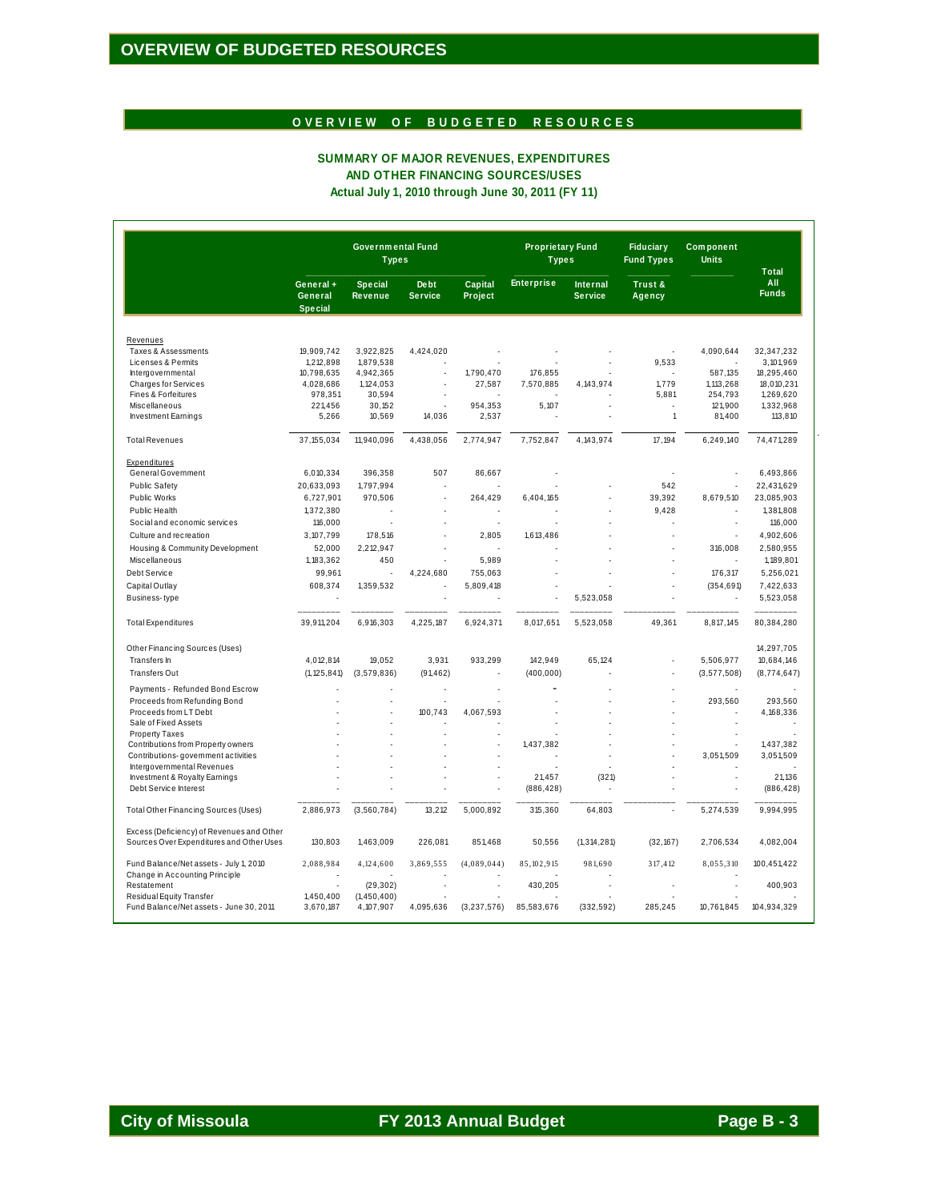# OVERVIEW OF BUDGETED RESOURCES

## OVERVIEW OF BUDGETED RESOURCES

### SUMMARY OF MAJOR REVENUES, EXPENDITURES AND OTHER FINANCING SOURCES/USES
### Actual July 1, 2010 through June 30, 2011 (FY 11)

| | Governmental Fund Types | | | | Proprietary Fund Types | | Fiduciary Fund Types | Component Units | |
|---|---|---|---|---|---|---|---|---|---|
| | General + General Special | Special Revenue | Debt Service | Capital Project | Enterprise | Internal Service | Trust & Agency | | Total All Funds |
| **Revenues** | | | | | | | | | |
| Taxes & Assessments | 19,909,742 | 3,922,825 | 4,424,020 | - | - | - | - | 4,090,644 | 32,347,232 |
| Licenses & Permits | 1,212,898 | 1,879,538 | - | - | - | - | 9,533 | - | 3,101,969 |
| Intergovernmental | 10,798,635 | 4,942,365 | - | 1,790,470 | 176,855 | - | - | 587,135 | 18,295,460 |
| Charges for Services | 4,028,686 | 1,124,053 | - | 27,587 | 7,570,885 | 4,143,974 | 1,779 | 1,113,268 | 18,010,231 |
| Fines & Forfeitures | 978,351 | 30,594 | - | - | - | - | 5,881 | 254,793 | 1,269,620 |
| Miscellaneous | 221,456 | 30,152 | - | 954,353 | 5,107 | - | - | 121,900 | 1,332,968 |
| Investment Earnings | 5,266 | 10,569 | 14,036 | 2,537 | - | - | 1 | 81,400 | 113,810 |
| Total Revenues | 37,155,034 | 11,940,096 | 4,438,056 | 2,774,947 | 7,752,847 | 4,143,974 | 17,194 | 6,249,140 | 74,471,289 |
| **Expenditures** | | | | | | | | | |
| General Government | 6,010,334 | 396,358 | 507 | 86,667 | - | - | - | - | 6,493,866 |
| Public Safety | 20,633,093 | 1,797,994 | - | - | - | - | 542 | - | 22,431,629 |
| Public Works | 6,727,901 | 970,506 | - | 264,429 | 6,404,165 | - | 39,392 | 8,679,510 | 23,085,903 |
| Public Health | 1,372,380 | - | - | - | - | - | 9,428 | - | 1,381,808 |
| Social and economic services | 116,000 | - | - | - | - | - | - | - | 116,000 |
| Culture and recreation | 3,107,799 | 178,516 | - | 2,805 | 1,613,486 | - | - | - | 4,902,606 |
| Housing & Community Development | 52,000 | 2,212,947 | - | - | - | - | - | 316,008 | 2,580,955 |
| Miscellaneous | 1,183,362 | 450 | - | 5,989 | - | - | - | - | 1,189,801 |
| Debt Service | 99,961 | - | 4,224,680 | 755,063 | - | - | - | 176,317 | 5,256,021 |
| Capital Outlay | 608,374 | 1,359,532 | - | 5,809,418 | - | - | - | (354,691) | 7,422,633 |
| Business-type | - | - | - | - | - | 5,523,058 | - | - | 5,523,058 |
| Total Expenditures | 39,911,204 | 6,916,303 | 4,225,187 | 6,924,371 | 8,017,651 | 5,523,058 | 49,361 | 8,817,145 | 80,384,280 |
| Other Financing Sources (Uses) | | | | | | | | | 14,297,705 |
| Transfers In | 4,012,814 | 19,052 | 3,931 | 933,299 | 142,949 | 65,124 | - | 5,506,977 | 10,684,146 |
| Transfers Out | (1,125,841) | (3,579,836) | (91,462) | - | (400,000) | - | - | (3,577,508) | (8,774,647) |
| Payments - Refunded Bond Escrow | - | - | - | - | - | - | - | - | - |
| Proceeds from Refunding Bond | - | - | - | - | - | - | - | 293,560 | 293,560 |
| Proceeds from LT Debt | - | - | 100,743 | 4,067,593 | - | - | - | - | 4,168,336 |
| Sale of Fixed Assets | - | - | - | - | - | - | - | - | - |
| Property Taxes | - | - | - | - | - | - | - | - | - |
| Contributions from Property owners | - | - | - | - | 1,437,382 | - | - | - | 1,437,382 |
| Contributions- government activities | - | - | - | - | - | - | - | 3,051,509 | 3,051,509 |
| Intergovernmental Revenues | - | - | - | - | - | - | - | - | - |
| Investment & Royalty Earnings | - | - | - | - | 21,457 | (321) | - | - | 21,136 |
| Debt Service Interest | - | - | - | - | (886,428) | - | - | - | (886,428) |
| Total Other Financing Sources (Uses) | 2,886,973 | (3,560,784) | 13,212 | 5,000,892 | 315,360 | 64,803 | - | 5,274,539 | 9,994,995 |
| Excess (Deficiency) of Revenues and Other Sources Over Expenditures and Other Uses | 130,803 | 1,463,009 | 226,081 | 851,468 | 50,556 | (1,314,281) | (32,167) | 2,706,534 | 4,082,004 |
| Fund Balance/Net assets - July 1, 2010 | 2,088,984 | 4,124,600 | 3,869,555 | (4,089,044) | 85,102,915 | 981,690 | 317,412 | 8,055,310 | 100,451,422 |
| Change in Accounting Principle | - | - | - | - | - | - | | - | |
| Restatement | - | (29,302) | - | - | 430,205 | - | - | - | 400,903 |
| Residual Equity Transfer | 1,450,400 | (1,450,400) | - | - | - | - | - | - | - |
| Fund Balance/Net assets - June 30, 2011 | 3,670,187 | 4,107,907 | 4,095,636 | (3,237,576) | 85,583,676 | (332,592) | 285,245 | 10,761,845 | 104,934,329 |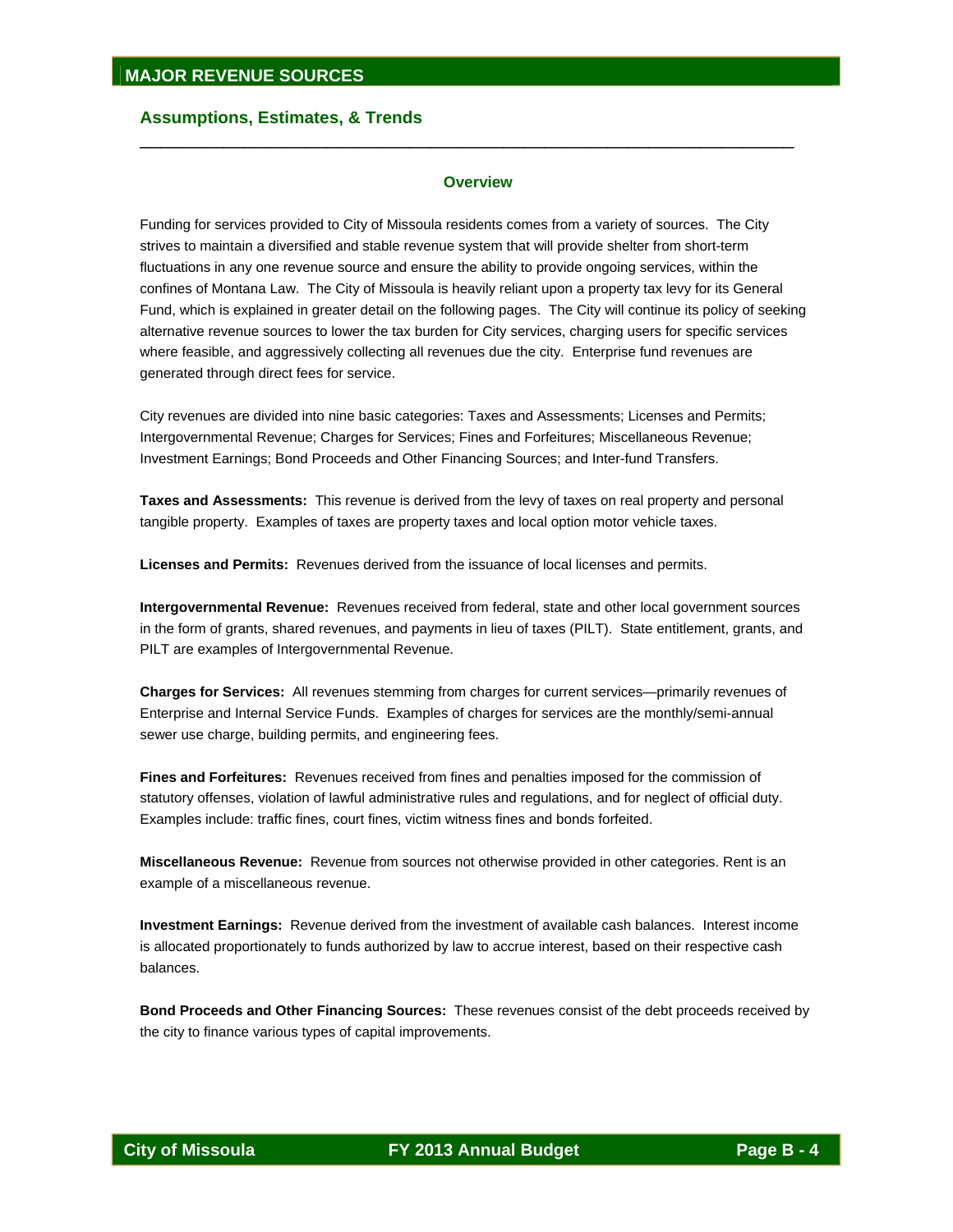# MAJOR REVENUE SOURCES

## Assumptions, Estimates, & Trends

### Overview

Funding for services provided to City of Missoula residents comes from a variety of sources. The City strives to maintain a diversified and stable revenue system that will provide shelter from short-term fluctuations in any one revenue source and ensure the ability to provide ongoing services, within the confines of Montana Law. The City of Missoula is heavily reliant upon a property tax levy for its General Fund, which is explained in greater detail on the following pages. The City will continue its policy of seeking alternative revenue sources to lower the tax burden for City services, charging users for specific services where feasible, and aggressively collecting all revenues due the city. Enterprise fund revenues are generated through direct fees for service.

City revenues are divided into nine basic categories: Taxes and Assessments; Licenses and Permits; Intergovernmental Revenue; Charges for Services; Fines and Forfeitures; Miscellaneous Revenue; Investment Earnings; Bond Proceeds and Other Financing Sources; and Inter-fund Transfers.

**Taxes and Assessments:** This revenue is derived from the levy of taxes on real property and personal tangible property. Examples of taxes are property taxes and local option motor vehicle taxes.

**Licenses and Permits:** Revenues derived from the issuance of local licenses and permits.

**Intergovernmental Revenue:** Revenues received from federal, state and other local government sources in the form of grants, shared revenues, and payments in lieu of taxes (PILT). State entitlement, grants, and PILT are examples of Intergovernmental Revenue.

**Charges for Services:** All revenues stemming from charges for current services—primarily revenues of Enterprise and Internal Service Funds. Examples of charges for services are the monthly/semi-annual sewer use charge, building permits, and engineering fees.

**Fines and Forfeitures:** Revenues received from fines and penalties imposed for the commission of statutory offenses, violation of lawful administrative rules and regulations, and for neglect of official duty. Examples include: traffic fines, court fines, victim witness fines and bonds forfeited.

**Miscellaneous Revenue:** Revenue from sources not otherwise provided in other categories. Rent is an example of a miscellaneous revenue.

**Investment Earnings:** Revenue derived from the investment of available cash balances. Interest income is allocated proportionately to funds authorized by law to accrue interest, based on their respective cash balances.

**Bond Proceeds and Other Financing Sources:** These revenues consist of the debt proceeds received by the city to finance various types of capital improvements.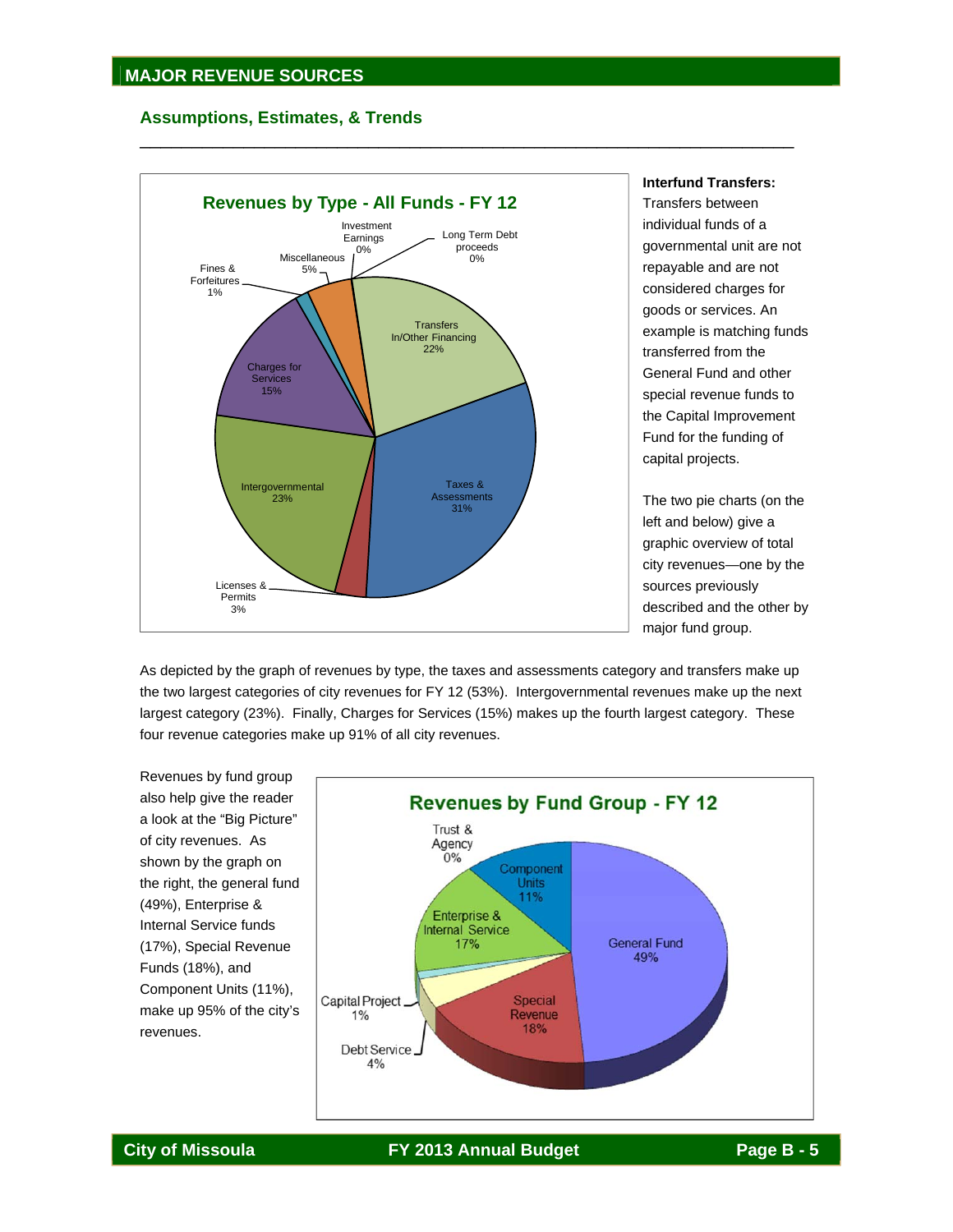## MAJOR REVENUE SOURCES

### Assumptions, Estimates, & Trends

**Revenues by Type - All Funds - FY 12**

| Category | Percent |
|---|---|
| Taxes & Assessments | 31% |
| Intergovernmental | 23% |
| Transfers In/Other Financing | 22% |
| Charges for Services | 15% |
| Miscellaneous | 5% |
| Licenses & Permits | 3% |
| Fines & Forfeitures | 1% |
| Investment Earnings | 0% |
| Long Term Debt proceeds | 0% |

**Interfund Transfers:** Transfers between individual funds of a governmental unit are not repayable and are not considered charges for goods or services. An example is matching funds transferred from the General Fund and other special revenue funds to the Capital Improvement Fund for the funding of capital projects.

The two pie charts (on the left and below) give a graphic overview of total city revenues—one by the sources previously described and the other by major fund group.

As depicted by the graph of revenues by type, the taxes and assessments category and transfers make up the two largest categories of city revenues for FY 12 (53%). Intergovernmental revenues make up the next largest category (23%). Finally, Charges for Services (15%) makes up the fourth largest category. These four revenue categories make up 91% of all city revenues.

Revenues by fund group also help give the reader a look at the "Big Picture" of city revenues. As shown by the graph on the right, the general fund (49%), Enterprise & Internal Service funds (17%), Special Revenue Funds (18%), and Component Units (11%), make up 95% of the city's revenues.

**Revenues by Fund Group - FY 12**

| Fund Group | Percent |
|---|---|
| General Fund | 49% |
| Special Revenue | 18% |
| Enterprise & Internal Service | 17% |
| Component Units | 11% |
| Debt Service | 4% |
| Capital Project | 1% |
| Trust & Agency | 0% |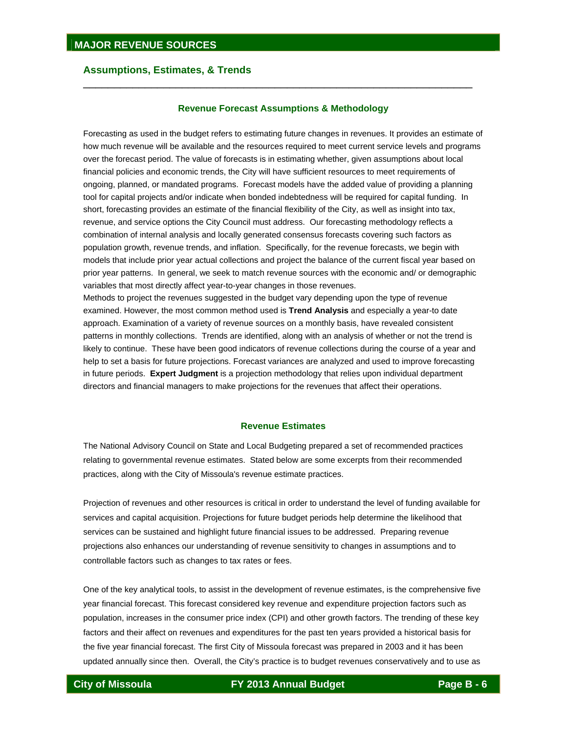## MAJOR REVENUE SOURCES

### Assumptions, Estimates, & Trends

#### Revenue Forecast Assumptions & Methodology

Forecasting as used in the budget refers to estimating future changes in revenues. It provides an estimate of how much revenue will be available and the resources required to meet current service levels and programs over the forecast period. The value of forecasts is in estimating whether, given assumptions about local financial policies and economic trends, the City will have sufficient resources to meet requirements of ongoing, planned, or mandated programs. Forecast models have the added value of providing a planning tool for capital projects and/or indicate when bonded indebtedness will be required for capital funding. In short, forecasting provides an estimate of the financial flexibility of the City, as well as insight into tax, revenue, and service options the City Council must address. Our forecasting methodology reflects a combination of internal analysis and locally generated consensus forecasts covering such factors as population growth, revenue trends, and inflation. Specifically, for the revenue forecasts, we begin with models that include prior year actual collections and project the balance of the current fiscal year based on prior year patterns. In general, we seek to match revenue sources with the economic and/ or demographic variables that most directly affect year-to-year changes in those revenues.
Methods to project the revenues suggested in the budget vary depending upon the type of revenue examined. However, the most common method used is **Trend Analysis** and especially a year-to date approach. Examination of a variety of revenue sources on a monthly basis, have revealed consistent patterns in monthly collections. Trends are identified, along with an analysis of whether or not the trend is likely to continue. These have been good indicators of revenue collections during the course of a year and help to set a basis for future projections. Forecast variances are analyzed and used to improve forecasting in future periods. **Expert Judgment** is a projection methodology that relies upon individual department directors and financial managers to make projections for the revenues that affect their operations.

#### Revenue Estimates

The National Advisory Council on State and Local Budgeting prepared a set of recommended practices relating to governmental revenue estimates. Stated below are some excerpts from their recommended practices, along with the City of Missoula's revenue estimate practices.

Projection of revenues and other resources is critical in order to understand the level of funding available for services and capital acquisition. Projections for future budget periods help determine the likelihood that services can be sustained and highlight future financial issues to be addressed. Preparing revenue projections also enhances our understanding of revenue sensitivity to changes in assumptions and to controllable factors such as changes to tax rates or fees.

One of the key analytical tools, to assist in the development of revenue estimates, is the comprehensive five year financial forecast. This forecast considered key revenue and expenditure projection factors such as population, increases in the consumer price index (CPI) and other growth factors. The trending of these key factors and their affect on revenues and expenditures for the past ten years provided a historical basis for the five year financial forecast. The first City of Missoula forecast was prepared in 2003 and it has been updated annually since then. Overall, the City's practice is to budget revenues conservatively and to use as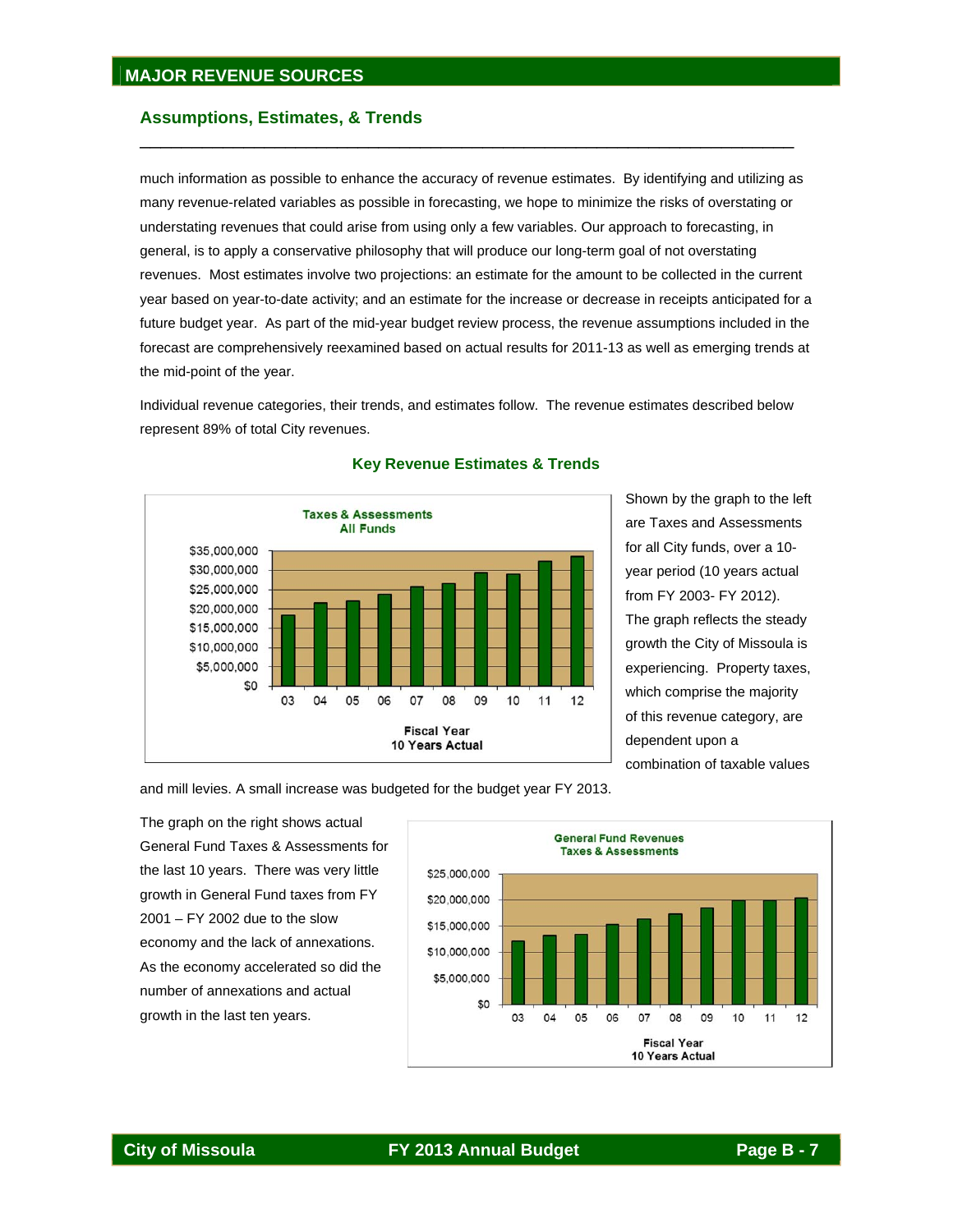## Assumptions, Estimates, & Trends

much information as possible to enhance the accuracy of revenue estimates. By identifying and utilizing as many revenue-related variables as possible in forecasting, we hope to minimize the risks of overstating or understating revenues that could arise from using only a few variables. Our approach to forecasting, in general, is to apply a conservative philosophy that will produce our long-term goal of not overstating revenues. Most estimates involve two projections: an estimate for the amount to be collected in the current year based on year-to-date activity; and an estimate for the increase or decrease in receipts anticipated for a future budget year. As part of the mid-year budget review process, the revenue assumptions included in the forecast are comprehensively reexamined based on actual results for 2011-13 as well as emerging trends at the mid-point of the year.

Individual revenue categories, their trends, and estimates follow. The revenue estimates described below represent 89% of total City revenues.

### Key Revenue Estimates & Trends

Shown by the graph to the left are Taxes and Assessments for all City funds, over a 10-year period (10 years actual from FY 2003- FY 2012). The graph reflects the steady growth the City of Missoula is experiencing. Property taxes, which comprise the majority of this revenue category, are dependent upon a combination of taxable values and mill levies. A small increase was budgeted for the budget year FY 2013.

The graph on the right shows actual General Fund Taxes & Assessments for the last 10 years. There was very little growth in General Fund taxes from FY 2001 – FY 2002 due to the slow economy and the lack of annexations. As the economy accelerated so did the number of annexations and actual growth in the last ten years.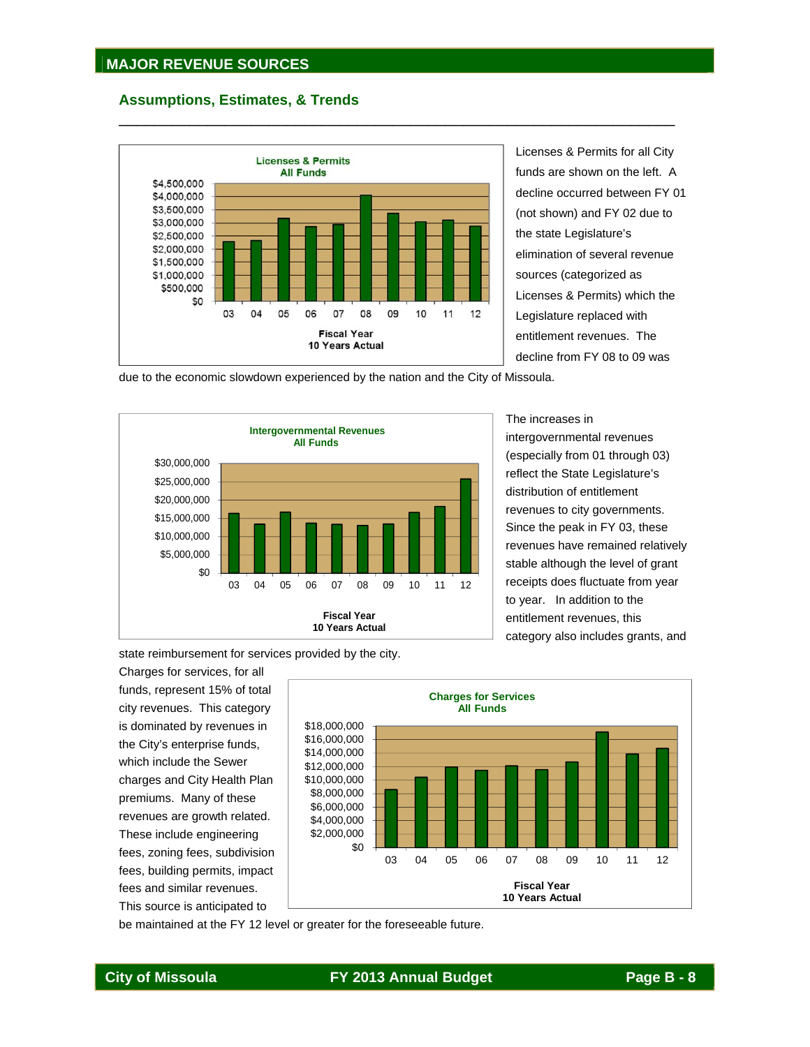## MAJOR REVENUE SOURCES

### Assumptions, Estimates, & Trends

Licenses & Permits for all City funds are shown on the left. A decline occurred between FY 01 (not shown) and FY 02 due to the state Legislature's elimination of several revenue sources (categorized as Licenses & Permits) which the Legislature replaced with entitlement revenues. The decline from FY 08 to 09 was due to the economic slowdown experienced by the nation and the City of Missoula.

The increases in intergovernmental revenues (especially from 01 through 03) reflect the State Legislature's distribution of entitlement revenues to city governments. Since the peak in FY 03, these revenues have remained relatively stable although the level of grant receipts does fluctuate from year to year. In addition to the entitlement revenues, this category also includes grants, and state reimbursement for services provided by the city.

Charges for services, for all funds, represent 15% of total city revenues. This category is dominated by revenues in the City's enterprise funds, which include the Sewer charges and City Health Plan premiums. Many of these revenues are growth related. These include engineering fees, zoning fees, subdivision fees, building permits, impact fees and similar revenues. This source is anticipated to be maintained at the FY 12 level or greater for the foreseeable future.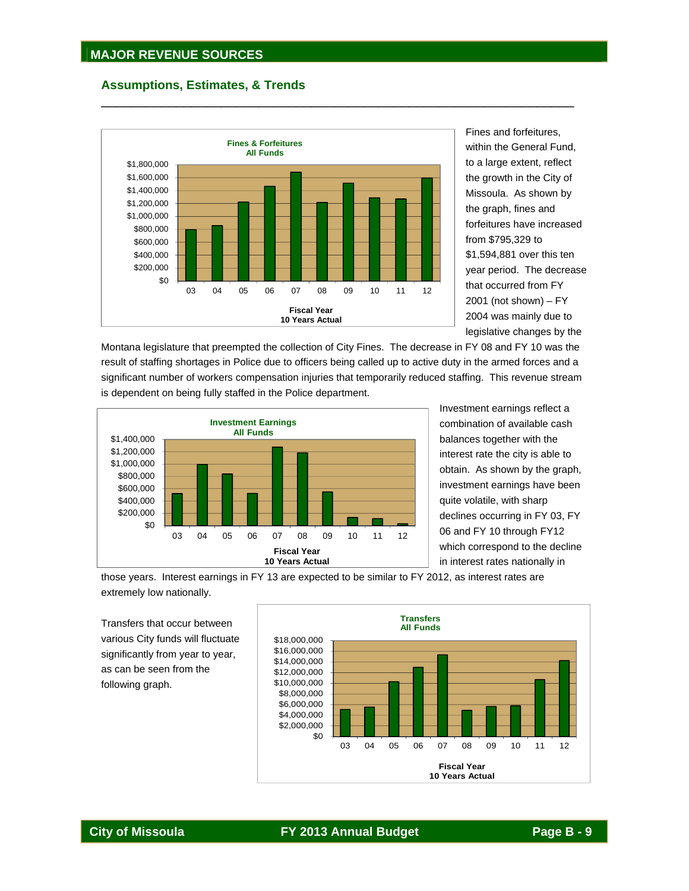## MAJOR REVENUE SOURCES

### Assumptions, Estimates, & Trends

Fines & Forfeitures
All Funds
$1,800,000
$1,600,000
$1,400,000
$1,200,000
$1,000,000
$800,000
$600,000
$400,000
$200,000
$0
03 04 05 06 07 08 09 10 11 12
Fiscal Year
10 Years Actual

Fines and forfeitures, within the General Fund, to a large extent, reflect the growth in the City of Missoula. As shown by the graph, fines and forfeitures have increased from $795,329 to $1,594,881 over this ten year period. The decrease that occurred from FY 2001 (not shown) – FY 2004 was mainly due to legislative changes by the Montana legislature that preempted the collection of City Fines. The decrease in FY 08 and FY 10 was the result of staffing shortages in Police due to officers being called up to active duty in the armed forces and a significant number of workers compensation injuries that temporarily reduced staffing. This revenue stream is dependent on being fully staffed in the Police department.

Investment Earnings
All Funds
$1,400,000
$1,200,000
$1,000,000
$800,000
$600,000
$400,000
$200,000
$0
03 04 05 06 07 08 09 10 11 12
Fiscal Year
10 Years Actual

Investment earnings reflect a combination of available cash balances together with the interest rate the city is able to obtain. As shown by the graph, investment earnings have been quite volatile, with sharp declines occurring in FY 03, FY 06 and FY 10 through FY12 which correspond to the decline in interest rates nationally in those years. Interest earnings in FY 13 are expected to be similar to FY 2012, as interest rates are extremely low nationally.

Transfers that occur between various City funds will fluctuate significantly from year to year, as can be seen from the following graph.

Transfers
All Funds
$18,000,000
$16,000,000
$14,000,000
$12,000,000
$10,000,000
$8,000,000
$6,000,000
$4,000,000
$2,000,000
$0
03 04 05 06 07 08 09 10 11 12
Fiscal Year
10 Years Actual